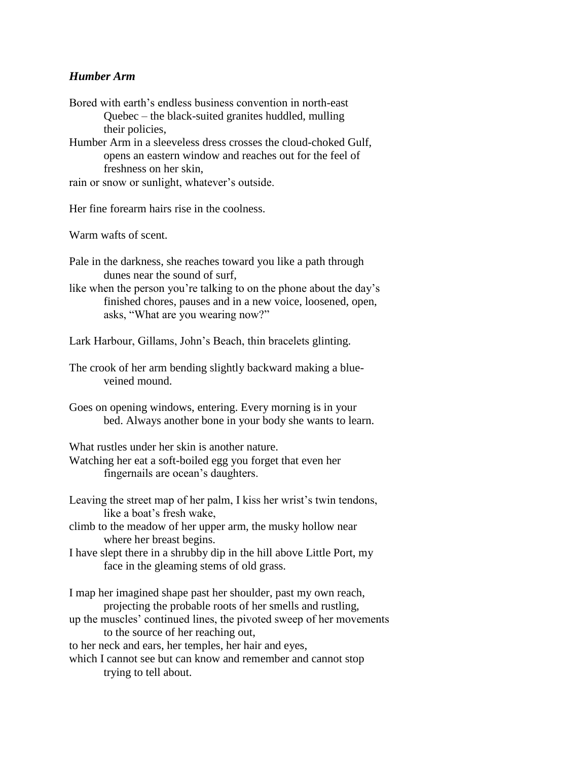### *Humber Arm*

Bored with earth's endless business convention in north-east
Quebec – the black-suited granites huddled, mulling
their policies,
Humber Arm in a sleeveless dress crosses the cloud-choked Gulf,
opens an eastern window and reaches out for the feel of
freshness on her skin,
rain or snow or sunlight, whatever's outside.

Her fine forearm hairs rise in the coolness.

Warm wafts of scent.

Pale in the darkness, she reaches toward you like a path through
dunes near the sound of surf,
like when the person you're talking to on the phone about the day's
finished chores, pauses and in a new voice, loosened, open,
asks, "What are you wearing now?"

Lark Harbour, Gillams, John's Beach, thin bracelets glinting.

The crook of her arm bending slightly backward making a blue-
veined mound.

Goes on opening windows, entering. Every morning is in your
bed. Always another bone in your body she wants to learn.

What rustles under her skin is another nature.
Watching her eat a soft-boiled egg you forget that even her
fingernails are ocean's daughters.

Leaving the street map of her palm, I kiss her wrist's twin tendons,
like a boat's fresh wake,
climb to the meadow of her upper arm, the musky hollow near
where her breast begins.
I have slept there in a shrubby dip in the hill above Little Port, my
face in the gleaming stems of old grass.

I map her imagined shape past her shoulder, past my own reach,
projecting the probable roots of her smells and rustling,
up the muscles' continued lines, the pivoted sweep of her movements
to the source of her reaching out,
to her neck and ears, her temples, her hair and eyes,
which I cannot see but can know and remember and cannot stop
trying to tell about.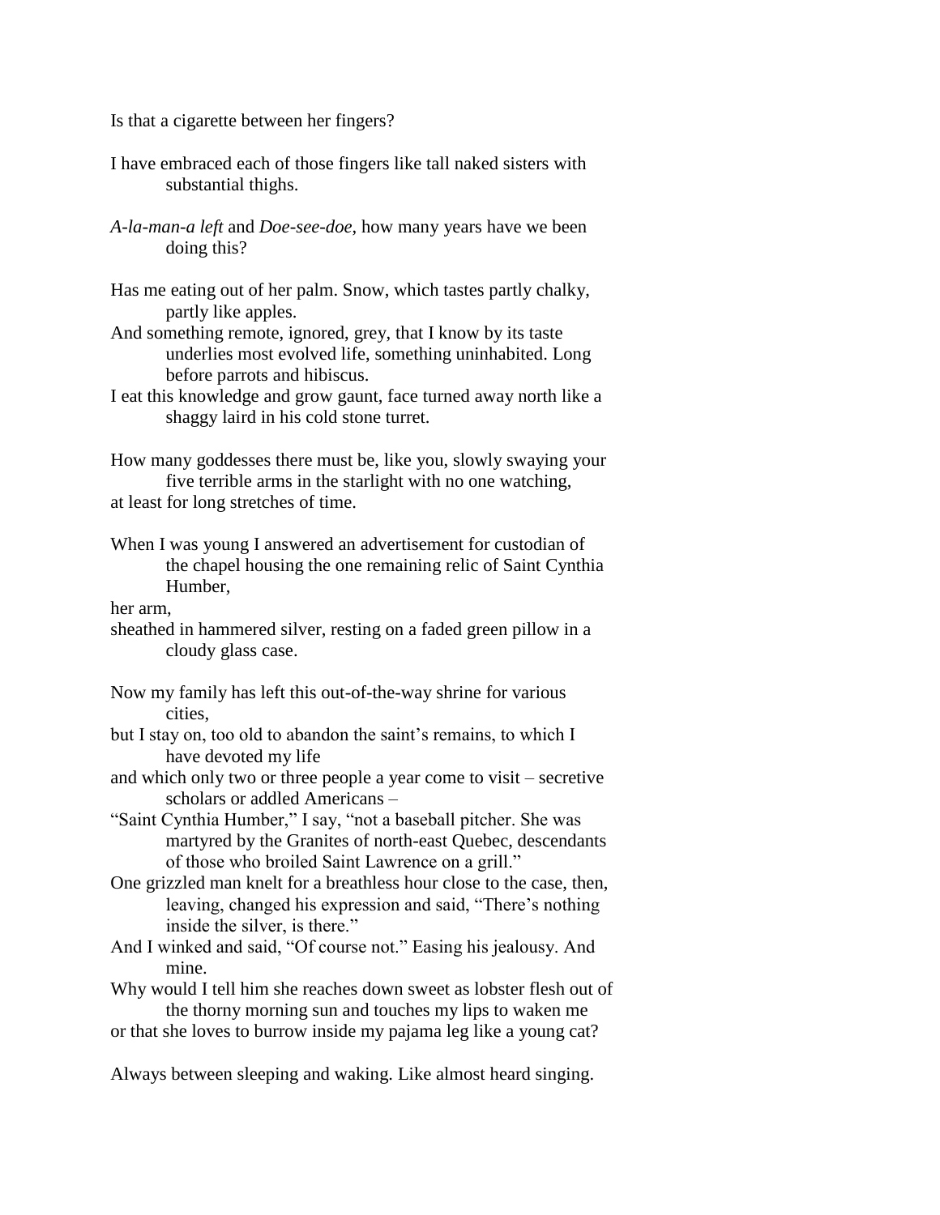Is that a cigarette between her fingers?

I have embraced each of those fingers like tall naked sisters with substantial thighs.

*A-la-man-a left* and *Doe-see-doe*, how many years have we been doing this?

Has me eating out of her palm. Snow, which tastes partly chalky, partly like apples.
And something remote, ignored, grey, that I know by its taste underlies most evolved life, something uninhabited. Long before parrots and hibiscus.
I eat this knowledge and grow gaunt, face turned away north like a shaggy laird in his cold stone turret.

How many goddesses there must be, like you, slowly swaying your five terrible arms in the starlight with no one watching,
at least for long stretches of time.

When I was young I answered an advertisement for custodian of the chapel housing the one remaining relic of Saint Cynthia Humber,
her arm,
sheathed in hammered silver, resting on a faded green pillow in a cloudy glass case.

Now my family has left this out-of-the-way shrine for various cities,
but I stay on, too old to abandon the saint's remains, to which I have devoted my life
and which only two or three people a year come to visit – secretive scholars or addled Americans –
"Saint Cynthia Humber," I say, "not a baseball pitcher. She was martyred by the Granites of north-east Quebec, descendants of those who broiled Saint Lawrence on a grill."
One grizzled man knelt for a breathless hour close to the case, then, leaving, changed his expression and said, "There's nothing inside the silver, is there."
And I winked and said, "Of course not." Easing his jealousy. And mine.
Why would I tell him she reaches down sweet as lobster flesh out of the thorny morning sun and touches my lips to waken me
or that she loves to burrow inside my pajama leg like a young cat?

Always between sleeping and waking. Like almost heard singing.